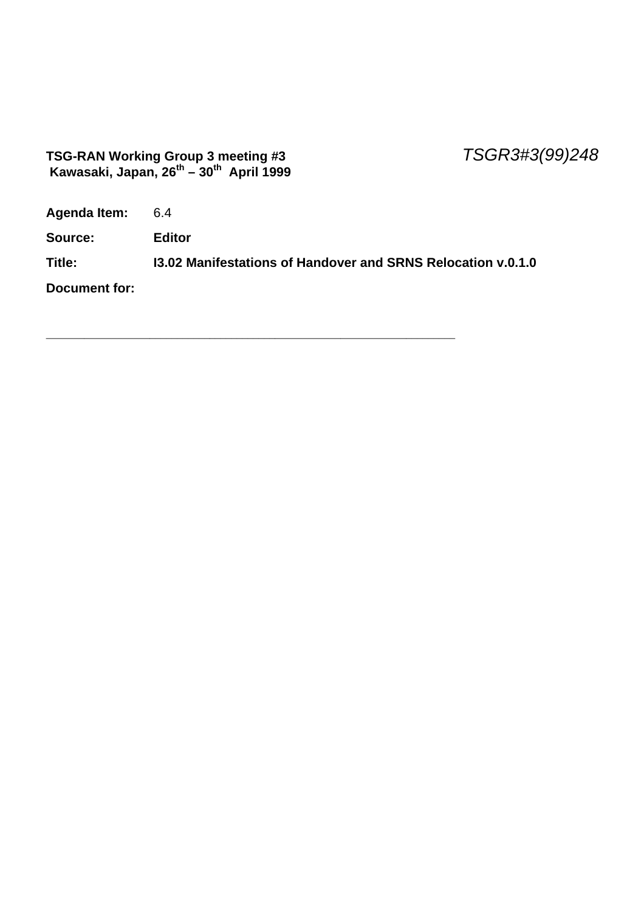**TSG-RAN Working Group 3 meeting #3**
**Kawasaki, Japan, 26th – 30th April 1999**

*TSGR3#3(99)248*

**Agenda Item:** 6.4

**Source:** **Editor**

**Title:** **I3.02 Manifestations of Handover and SRNS Relocation v.0.1.0**

**Document for:**

---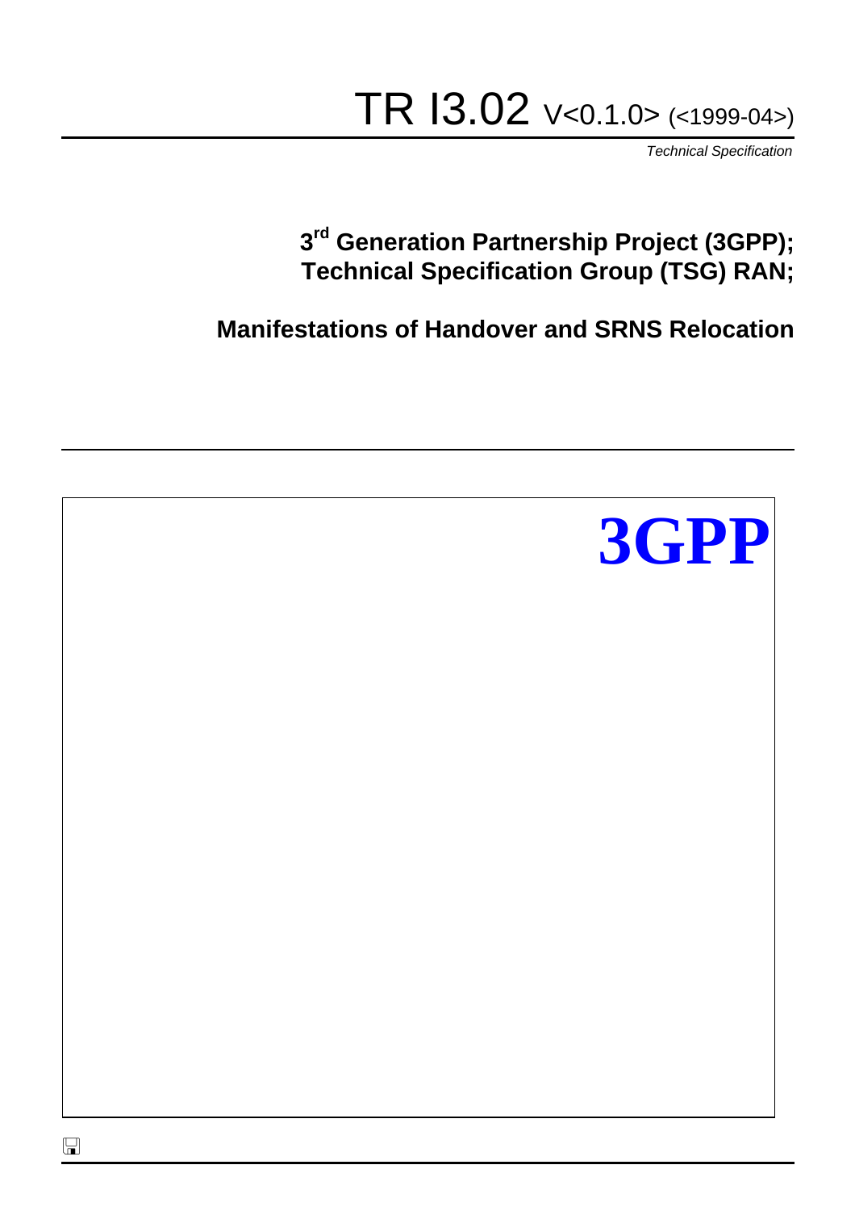# TR I3.02 V<0.1.0> (<1999-04>)

*Technical Specification*

**3rd Generation Partnership Project (3GPP);**
**Technical Specification Group (TSG) RAN;**

**Manifestations of Handover and SRNS Relocation**

**3GPP**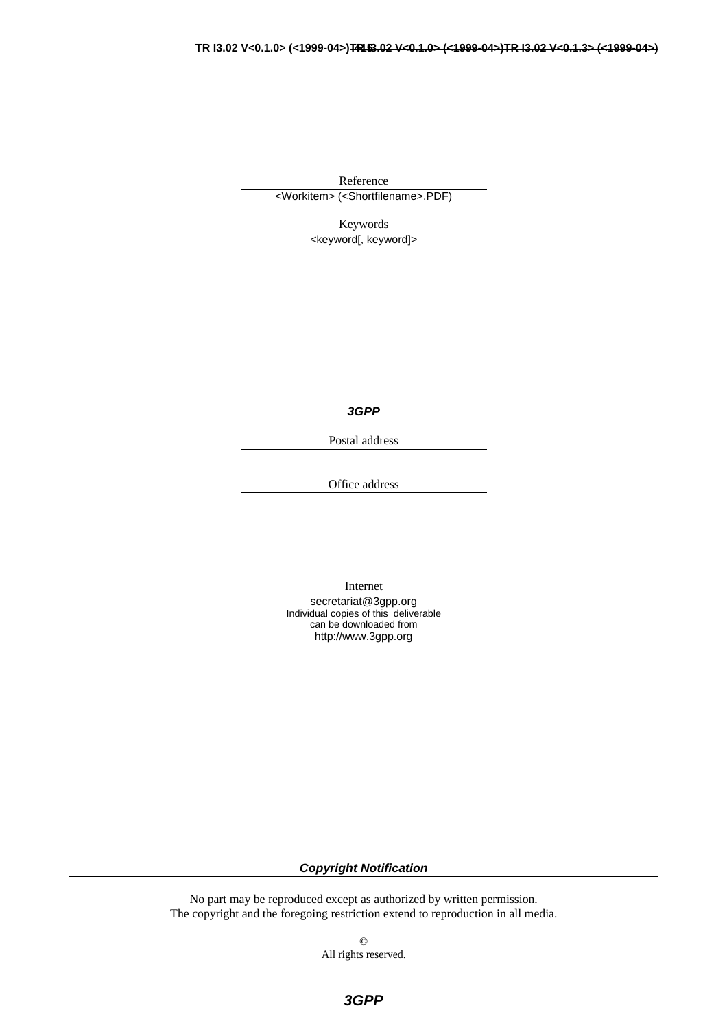Reference

<Workitem> (<Shortfilename>.PDF)

Keywords

<keyword[, keyword]>

***3GPP***

Postal address

Office address

Internet

secretariat@3gpp.org

Individual copies of this deliverable can be downloaded from

http://www.3gpp.org

***Copyright Notification***

No part may be reproduced except as authorized by written permission.
The copyright and the foregoing restriction extend to reproduction in all media.

©
All rights reserved.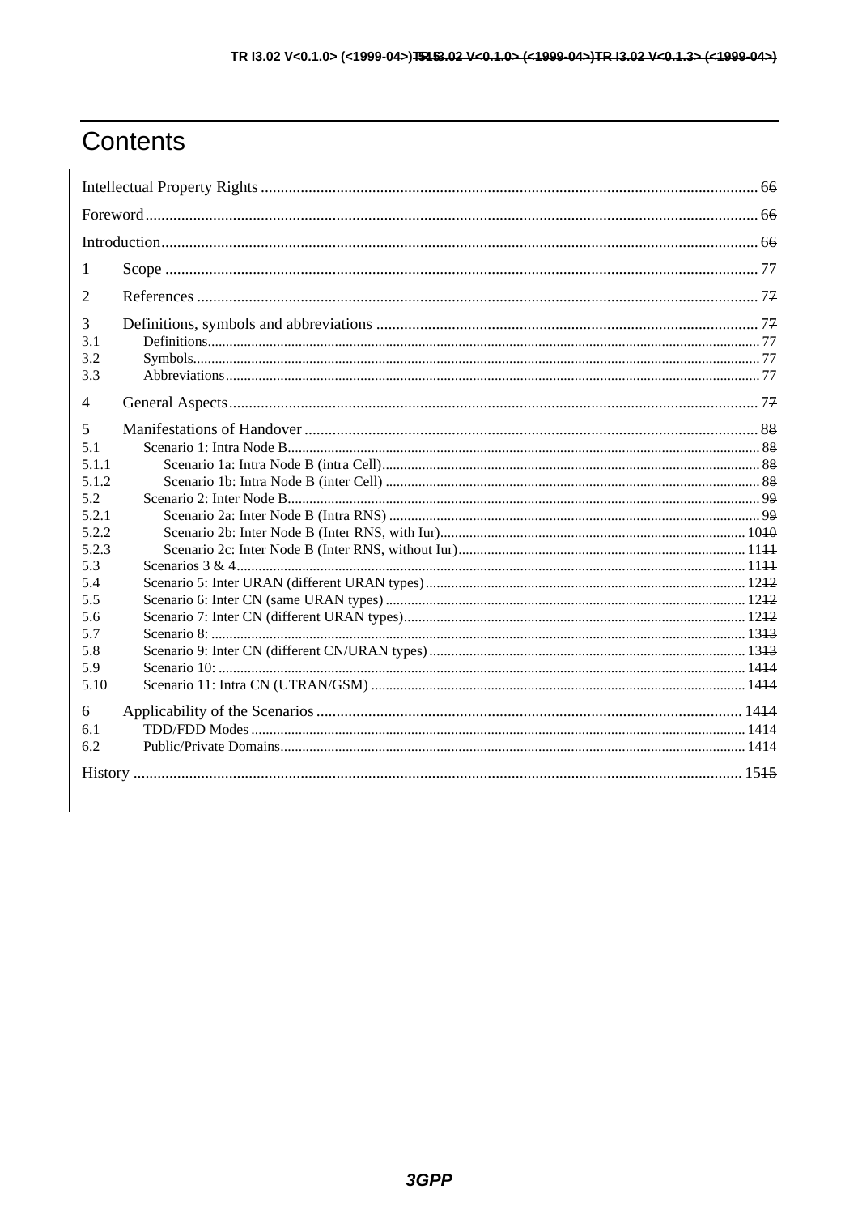# Contents

Intellectual Property Rights ............................................................................................................................ 66

Foreword....................................................................................................................................................... 66

Introduction................................................................................................................................................... 66

1 Scope .................................................................................................................................................... 77

2 References ............................................................................................................................................ 77

3 Definitions, symbols and abbreviations ................................................................................................ 77
3.1 Definitions....................................................................................................................................................... 77
3.2 Symbols........................................................................................................................................................... 77
3.3 Abbreviations.................................................................................................................................................. 77

4 General Aspects.................................................................................................................................... 77

5 Manifestations of Handover ................................................................................................................. 88
5.1 Scenario 1: Intra Node B................................................................................................................................ 88
5.1.1 Scenario 1a: Intra Node B (intra Cell)...................................................................................................... 88
5.1.2 Scenario 1b: Intra Node B (inter Cell) ..................................................................................................... 88
5.2 Scenario 2: Inter Node B................................................................................................................................ 99
5.2.1 Scenario 2a: Inter Node B (Intra RNS) .................................................................................................... 99
5.2.2 Scenario 2b: Inter Node B (Inter RNS, with Iur)................................................................................... 1010
5.2.3 Scenario 2c: Inter Node B (Inter RNS, without Iur).............................................................................. 1111
5.3 Scenarios 3 & 4........................................................................................................................................... 1111
5.4 Scenario 5: Inter URAN (different URAN types)....................................................................................... 1212
5.5 Scenario 6: Inter CN (same URAN types) ................................................................................................. 1212
5.6 Scenario 7: Inter CN (different URAN types)............................................................................................ 1212
5.7 Scenario 8: ................................................................................................................................................. 1313
5.8 Scenario 9: Inter CN (different CN/URAN types) ...................................................................................... 1313
5.9 Scenario 10: .............................................................................................................................................. 1414
5.10 Scenario 11: Intra CN (UTRAN/GSM) ...................................................................................................... 1414

6 Applicability of the Scenarios ........................................................................................................... 1414
6.1 TDD/FDD Modes ...................................................................................................................................... 1414
6.2 Public/Private Domains.............................................................................................................................. 1414

History ....................................................................................................................................................... 1515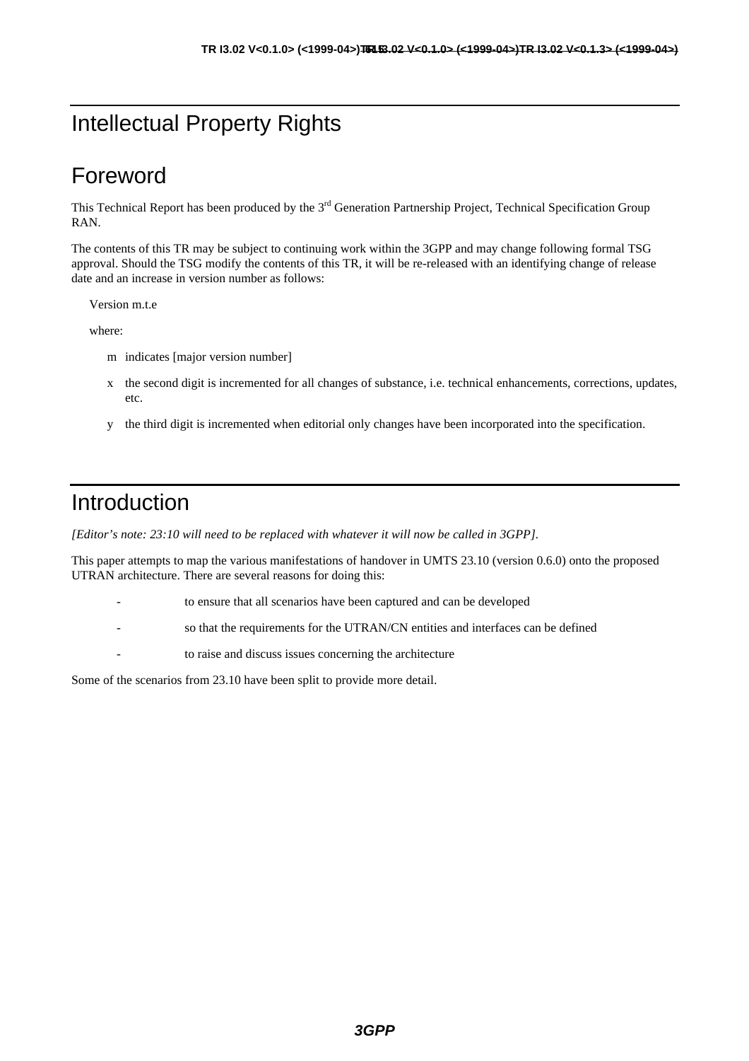# Intellectual Property Rights

# Foreword

This Technical Report has been produced by the 3rd Generation Partnership Project, Technical Specification Group RAN.

The contents of this TR may be subject to continuing work within the 3GPP and may change following formal TSG approval. Should the TSG modify the contents of this TR, it will be re-released with an identifying change of release date and an increase in version number as follows:

Version m.t.e

where:

- m indicates [major version number]
- x the second digit is incremented for all changes of substance, i.e. technical enhancements, corrections, updates, etc.
- y the third digit is incremented when editorial only changes have been incorporated into the specification.

# Introduction

*[Editor's note: 23:10 will need to be replaced with whatever it will now be called in 3GPP].*

This paper attempts to map the various manifestations of handover in UMTS 23.10 (version 0.6.0) onto the proposed UTRAN architecture. There are several reasons for doing this:

- to ensure that all scenarios have been captured and can be developed
- so that the requirements for the UTRAN/CN entities and interfaces can be defined
- to raise and discuss issues concerning the architecture

Some of the scenarios from 23.10 have been split to provide more detail.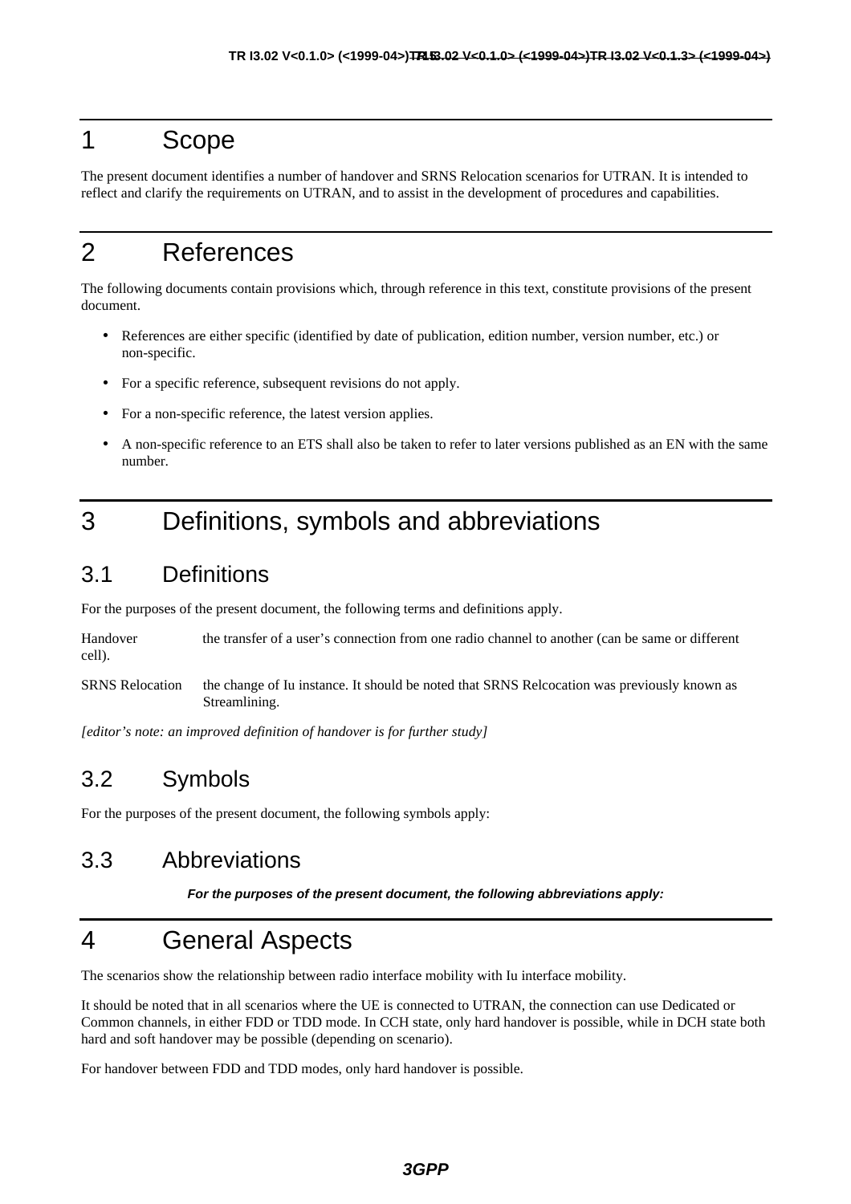# 1 Scope

The present document identifies a number of handover and SRNS Relocation scenarios for UTRAN. It is intended to reflect and clarify the requirements on UTRAN, and to assist in the development of procedures and capabilities.

# 2 References

The following documents contain provisions which, through reference in this text, constitute provisions of the present document.

- References are either specific (identified by date of publication, edition number, version number, etc.) or non-specific.
- For a specific reference, subsequent revisions do not apply.
- For a non-specific reference, the latest version applies.
- A non-specific reference to an ETS shall also be taken to refer to later versions published as an EN with the same number.

# 3 Definitions, symbols and abbreviations

## 3.1 Definitions

For the purposes of the present document, the following terms and definitions apply.

Handover the transfer of a user's connection from one radio channel to another (can be same or different cell).

SRNS Relocation the change of Iu instance. It should be noted that SRNS Relcocation was previously known as Streamlining.

*[editor's note: an improved definition of handover is for further study]*

## 3.2 Symbols

For the purposes of the present document, the following symbols apply:

## 3.3 Abbreviations

***For the purposes of the present document, the following abbreviations apply:***

# 4 General Aspects

The scenarios show the relationship between radio interface mobility with Iu interface mobility.

It should be noted that in all scenarios where the UE is connected to UTRAN, the connection can use Dedicated or Common channels, in either FDD or TDD mode. In CCH state, only hard handover is possible, while in DCH state both hard and soft handover may be possible (depending on scenario).

For handover between FDD and TDD modes, only hard handover is possible.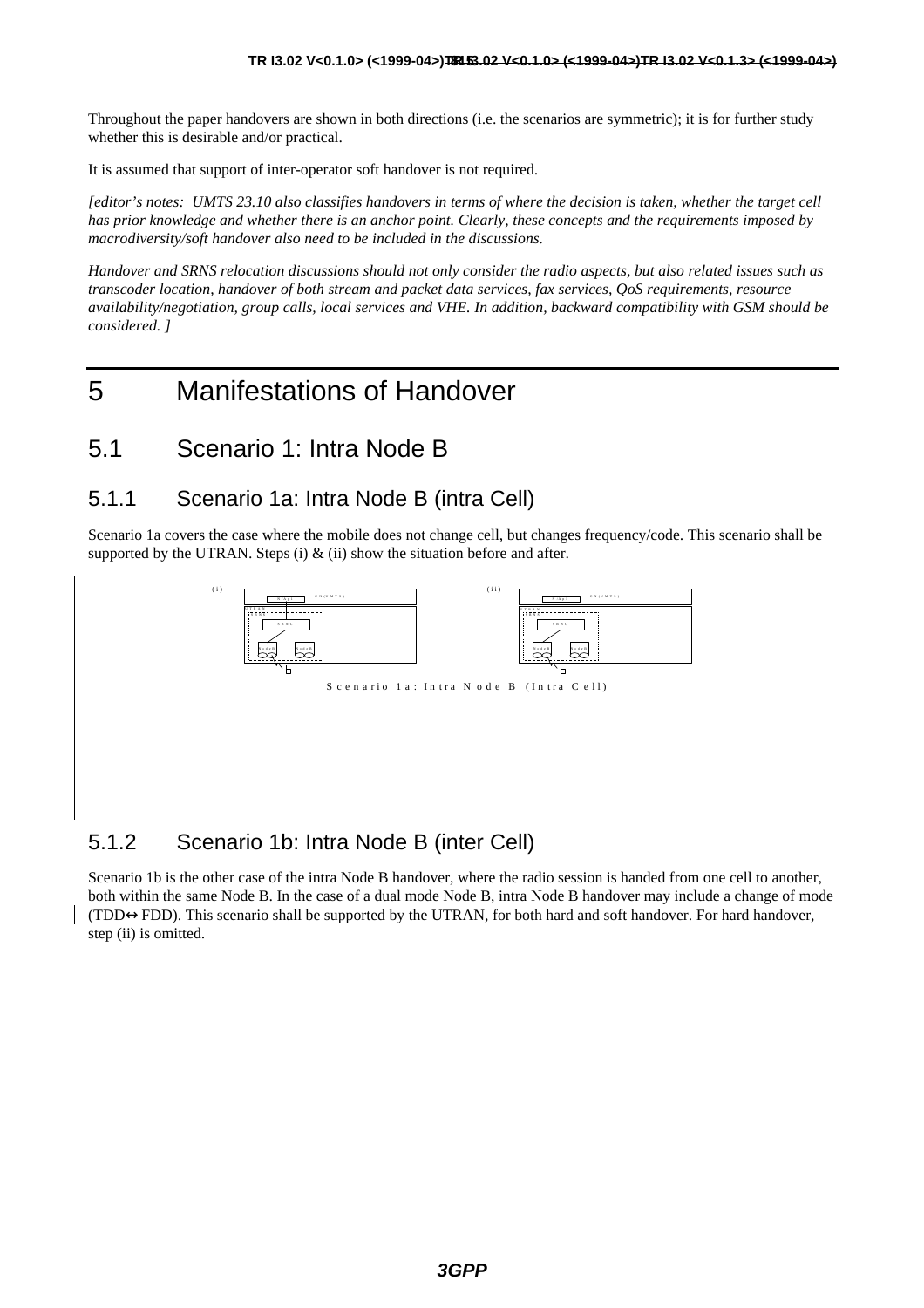Throughout the paper handovers are shown in both directions (i.e. the scenarios are symmetric); it is for further study whether this is desirable and/or practical.

It is assumed that support of inter-operator soft handover is not required.

*[editor's notes: UMTS 23.10 also classifies handovers in terms of where the decision is taken, whether the target cell has prior knowledge and whether there is an anchor point. Clearly, these concepts and the requirements imposed by macrodiversity/soft handover also need to be included in the discussions.*

*Handover and SRNS relocation discussions should not only consider the radio aspects, but also related issues such as transcoder location, handover of both stream and packet data services, fax services, QoS requirements, resource availability/negotiation, group calls, local services and VHE. In addition, backward compatibility with GSM should be considered. ]*

# 5 Manifestations of Handover

## 5.1 Scenario 1: Intra Node B

### 5.1.1 Scenario 1a: Intra Node B (intra Cell)

Scenario 1a covers the case where the mobile does not change cell, but changes frequency/code. This scenario shall be supported by the UTRAN. Steps (i) & (ii) show the situation before and after.

Scenario 1a: Intra Node B (Intra Cell)

### 5.1.2 Scenario 1b: Intra Node B (inter Cell)

Scenario 1b is the other case of the intra Node B handover, where the radio session is handed from one cell to another, both within the same Node B. In the case of a dual mode Node B, intra Node B handover may include a change of mode (TDD↔FDD). This scenario shall be supported by the UTRAN, for both hard and soft handover. For hard handover, step (ii) is omitted.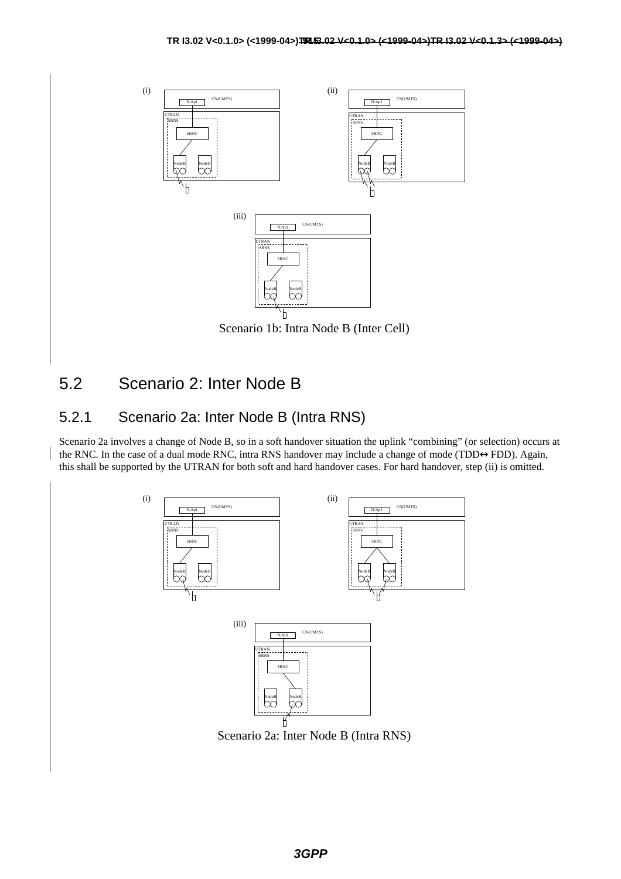Scenario 1b: Intra Node B (Inter Cell)

## 5.2 Scenario 2: Inter Node B

### 5.2.1 Scenario 2a: Inter Node B (Intra RNS)

Scenario 2a involves a change of Node B, so in a soft handover situation the uplink "combining" (or selection) occurs at the RNC. In the case of a dual mode RNC, intra RNS handover may include a change of mode (TDD↔ FDD). Again, this shall be supported by the UTRAN for both soft and hard handover cases. For hard handover, step (ii) is omitted.

Scenario 2a: Inter Node B (Intra RNS)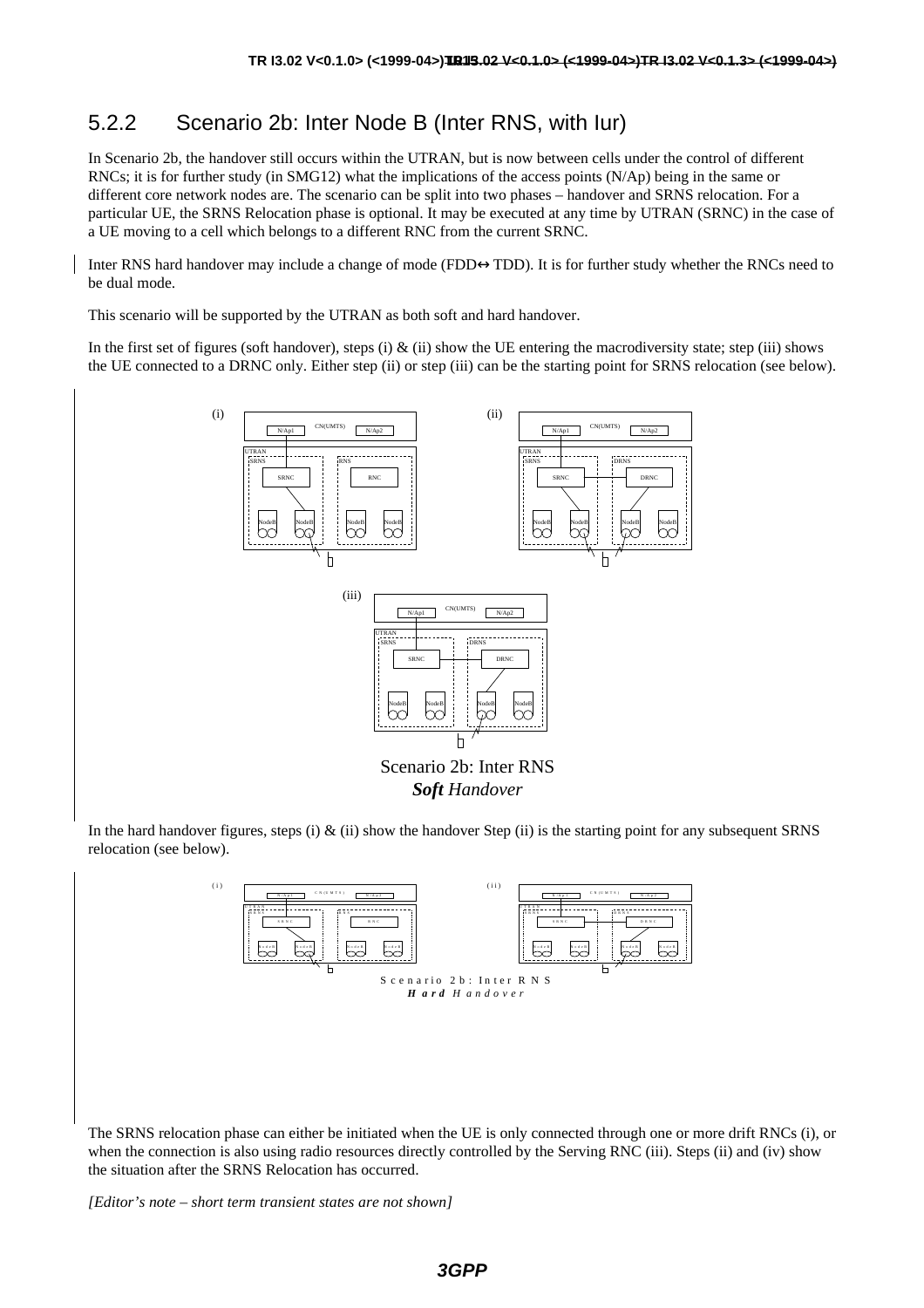### 5.2.2 Scenario 2b: Inter Node B (Inter RNS, with Iur)

In Scenario 2b, the handover still occurs within the UTRAN, but is now between cells under the control of different RNCs; it is for further study (in SMG12) what the implications of the access points (N/Ap) being in the same or different core network nodes are. The scenario can be split into two phases – handover and SRNS relocation. For a particular UE, the SRNS Relocation phase is optional. It may be executed at any time by UTRAN (SRNC) in the case of a UE moving to a cell which belongs to a different RNC from the current SRNC.

Inter RNS hard handover may include a change of mode (FDD↔ TDD). It is for further study whether the RNCs need to be dual mode.

This scenario will be supported by the UTRAN as both soft and hard handover.

In the first set of figures (soft handover), steps (i) & (ii) show the UE entering the macrodiversity state; step (iii) shows the UE connected to a DRNC only. Either step (ii) or step (iii) can be the starting point for SRNS relocation (see below).

Scenario 2b: Inter RNS
***Soft** Handover*

In the hard handover figures, steps (i) & (ii) show the handover Step (ii) is the starting point for any subsequent SRNS relocation (see below).

Scenario 2b: Inter RNS
***Hard** Handover*

The SRNS relocation phase can either be initiated when the UE is only connected through one or more drift RNCs (i), or when the connection is also using radio resources directly controlled by the Serving RNC (iii). Steps (ii) and (iv) show the situation after the SRNS Relocation has occurred.

*[Editor's note – short term transient states are not shown]*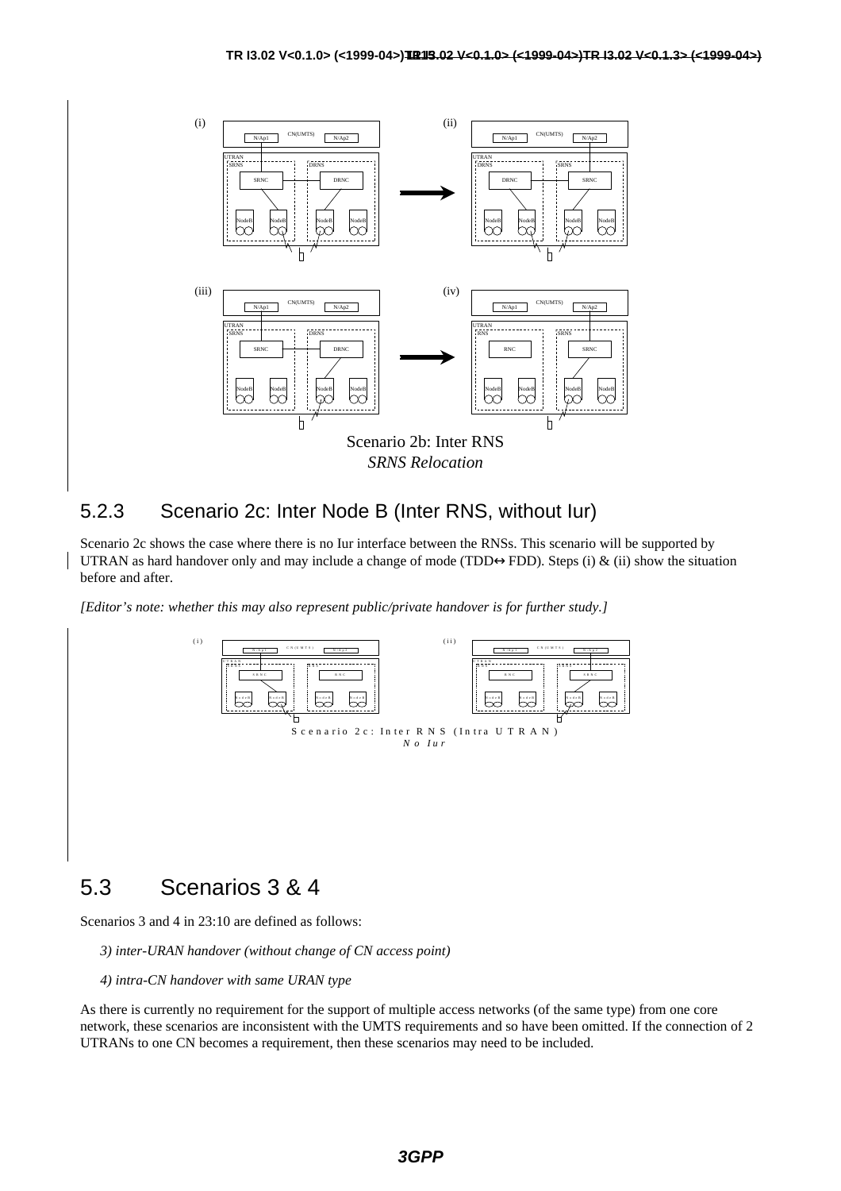Scenario 2b: Inter RNS

*SRNS Relocation*

### 5.2.3 Scenario 2c: Inter Node B (Inter RNS, without Iur)

Scenario 2c shows the case where there is no Iur interface between the RNSs. This scenario will be supported by UTRAN as hard handover only and may include a change of mode (TDD↔ FDD). Steps (i) & (ii) show the situation before and after.

*[Editor's note: whether this may also represent public/private handover is for further study.]*

Scenario 2c: Inter RNS (Intra UTRAN)

*No Iur*

## 5.3 Scenarios 3 & 4

Scenarios 3 and 4 in 23:10 are defined as follows:

*3) inter-URAN handover (without change of CN access point)*

*4) intra-CN handover with same URAN type*

As there is currently no requirement for the support of multiple access networks (of the same type) from one core network, these scenarios are inconsistent with the UMTS requirements and so have been omitted. If the connection of 2 UTRANs to one CN becomes a requirement, then these scenarios may need to be included.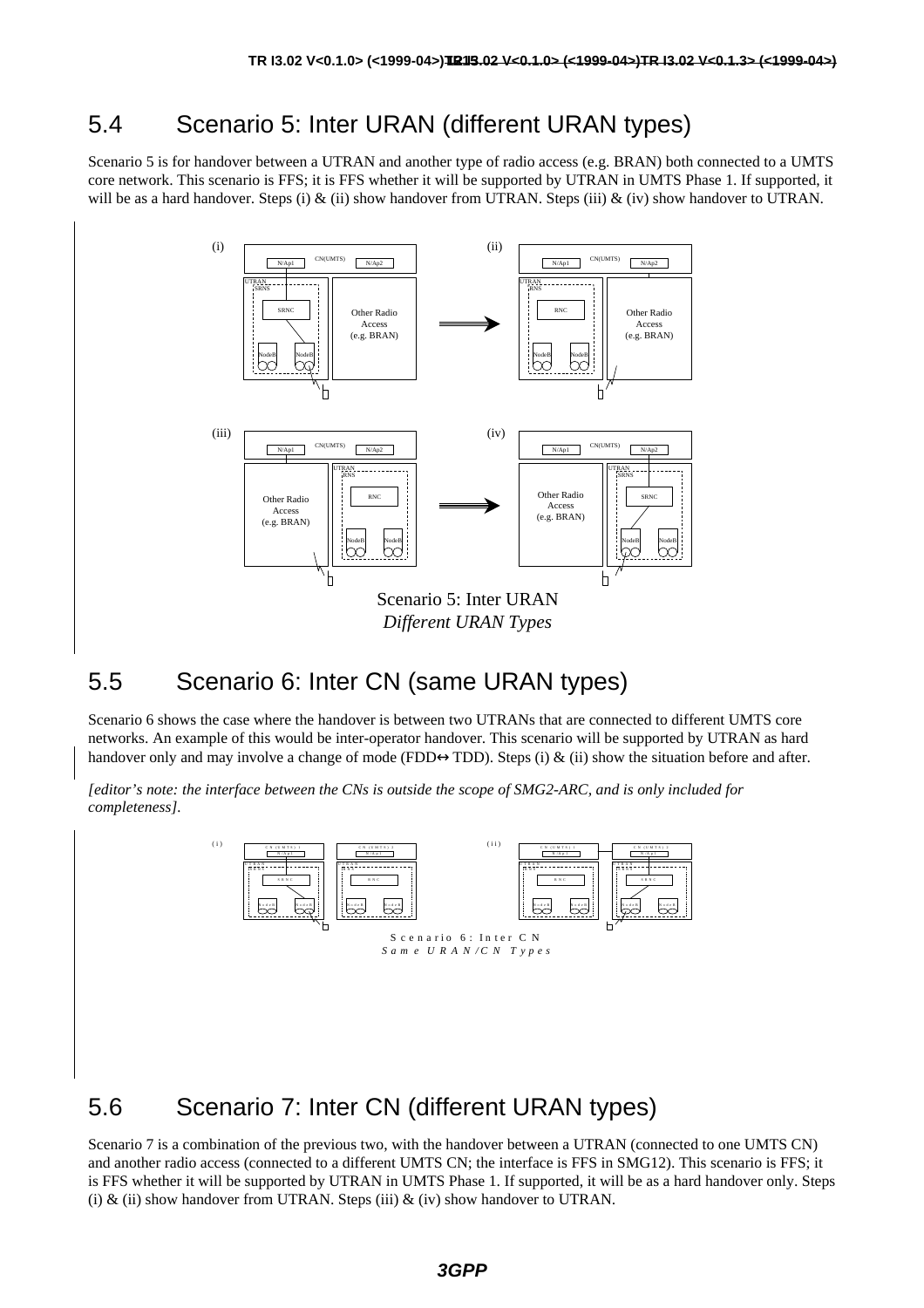## 5.4 Scenario 5: Inter URAN (different URAN types)

Scenario 5 is for handover between a UTRAN and another type of radio access (e.g. BRAN) both connected to a UMTS core network. This scenario is FFS; it is FFS whether it will be supported by UTRAN in UMTS Phase 1. If supported, it will be as a hard handover. Steps (i) & (ii) show handover from UTRAN. Steps (iii) & (iv) show handover to UTRAN.

Scenario 5: Inter URAN
*Different URAN Types*

## 5.5 Scenario 6: Inter CN (same URAN types)

Scenario 6 shows the case where the handover is between two UTRANs that are connected to different UMTS core networks. An example of this would be inter-operator handover. This scenario will be supported by UTRAN as hard handover only and may involve a change of mode (FDD↔ TDD). Steps (i) & (ii) show the situation before and after.

*[editor's note: the interface between the CNs is outside the scope of SMG2-ARC, and is only included for completeness].*

Scenario 6: Inter CN
*Same URAN/CN Types*

## 5.6 Scenario 7: Inter CN (different URAN types)

Scenario 7 is a combination of the previous two, with the handover between a UTRAN (connected to one UMTS CN) and another radio access (connected to a different UMTS CN; the interface is FFS in SMG12). This scenario is FFS; it is FFS whether it will be supported by UTRAN in UMTS Phase 1. If supported, it will be as a hard handover only. Steps (i) & (ii) show handover from UTRAN. Steps (iii) & (iv) show handover to UTRAN.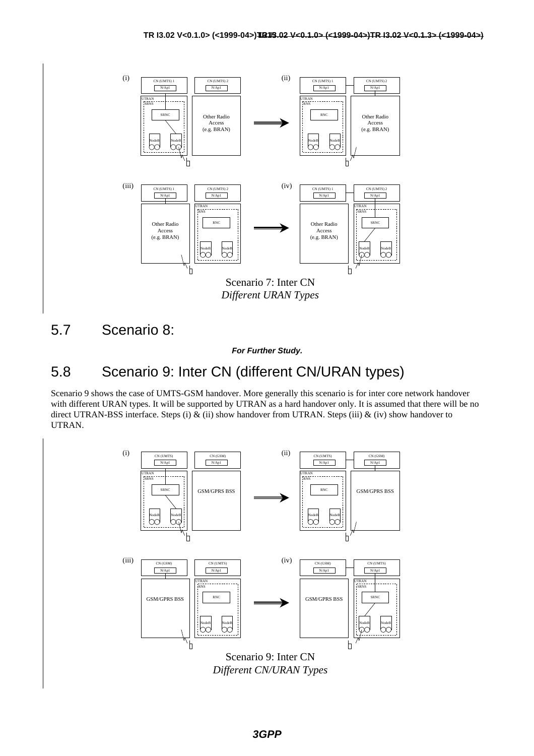Scenario 7: Inter CN
*Different URAN Types*

## 5.7 Scenario 8:

***For Further Study.***

## 5.8 Scenario 9: Inter CN (different CN/URAN types)

Scenario 9 shows the case of UMTS-GSM handover. More generally this scenario is for inter core network handover with different URAN types. It will be supported by UTRAN as a hard handover only. It is assumed that there will be no direct UTRAN-BSS interface. Steps (i) & (ii) show handover from UTRAN. Steps (iii) & (iv) show handover to UTRAN.

Scenario 9: Inter CN
*Different CN/URAN Types*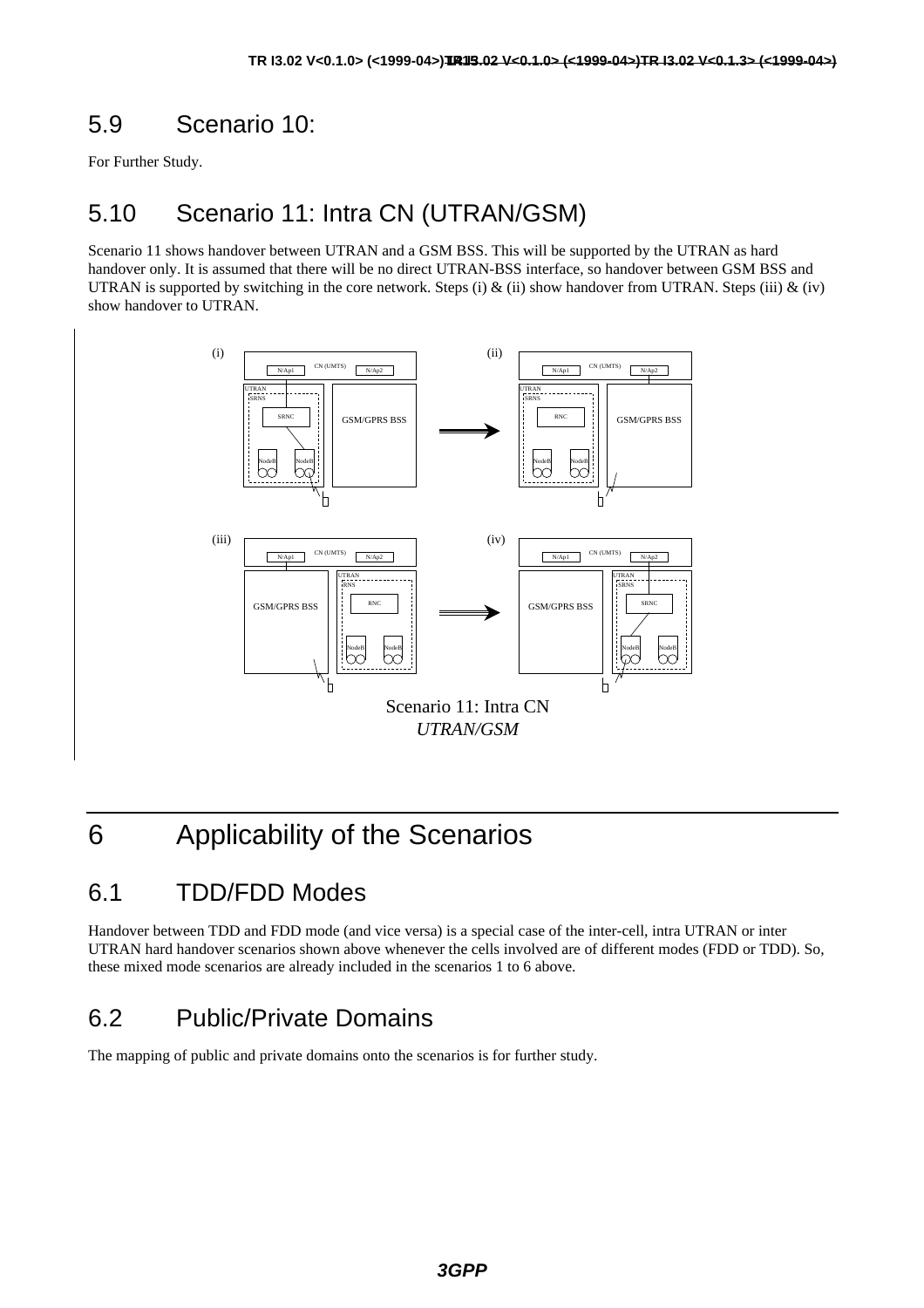## 5.9 Scenario 10:

For Further Study.

## 5.10 Scenario 11: Intra CN (UTRAN/GSM)

Scenario 11 shows handover between UTRAN and a GSM BSS. This will be supported by the UTRAN as hard handover only. It is assumed that there will be no direct UTRAN-BSS interface, so handover between GSM BSS and UTRAN is supported by switching in the core network. Steps (i) & (ii) show handover from UTRAN. Steps (iii) & (iv) show handover to UTRAN.

Scenario 11: Intra CN
*UTRAN/GSM*

# 6 Applicability of the Scenarios

## 6.1 TDD/FDD Modes

Handover between TDD and FDD mode (and vice versa) is a special case of the inter-cell, intra UTRAN or inter UTRAN hard handover scenarios shown above whenever the cells involved are of different modes (FDD or TDD). So, these mixed mode scenarios are already included in the scenarios 1 to 6 above.

## 6.2 Public/Private Domains

The mapping of public and private domains onto the scenarios is for further study.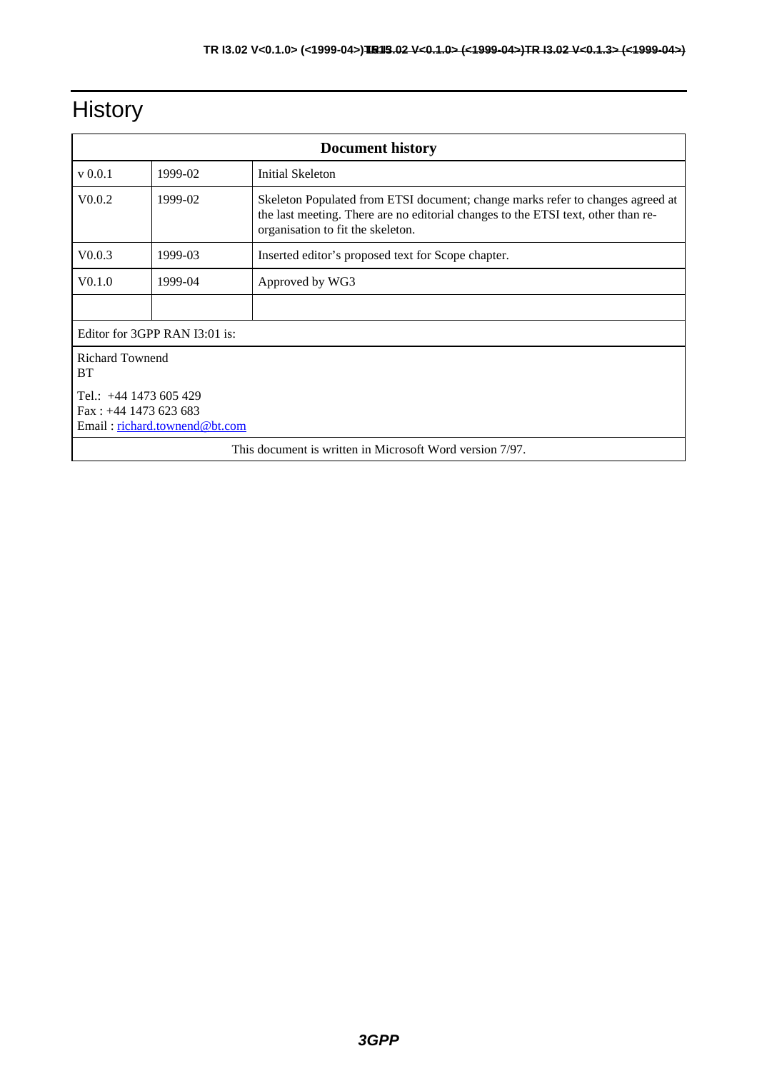# History

| Document history | | |
|---|---|---|
| v 0.0.1 | 1999-02 | Initial Skeleton |
| V0.0.2 | 1999-02 | Skeleton Populated from ETSI document; change marks refer to changes agreed at the last meeting. There are no editorial changes to the ETSI text, other than re-organisation to fit the skeleton. |
| V0.0.3 | 1999-03 | Inserted editor's proposed text for Scope chapter. |
| V0.1.0 | 1999-04 | Approved by WG3 |
| | | |
| Editor for 3GPP RAN I3:01 is: | | |
| Richard Townend<br>BT<br><br>Tel.: +44 1473 605 429<br>Fax : +44 1473 623 683<br>Email : richard.townend@bt.com | | |
| This document is written in Microsoft Word version 7/97. | | |